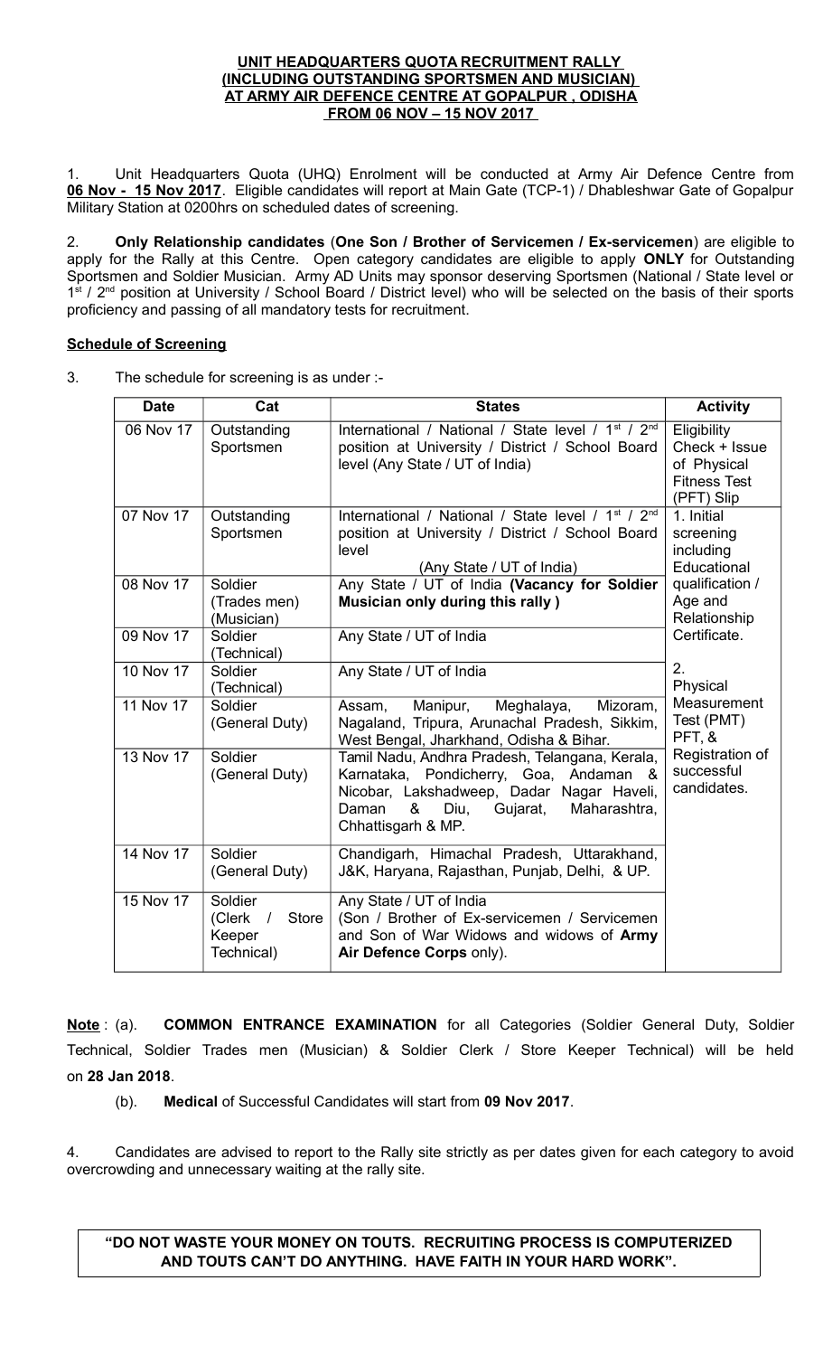# UNIT HEADQUARTERS QUOTA RECRUITMENT RALLY (INCLUDING OUTSTANDING SPORTSMEN AND MUSICIAN) AT ARMY AIR DEFENCE CENTRE AT GOPALPUR , ODISHA FROM 06 NOV – 15 NOV 2017

1. Unit Headquarters Quota (UHQ) Enrolment will be conducted at Army Air Defence Centre from **06 Nov - 15 Nov 2017**. Eligible candidates will report at Main Gate (TCP-1) / Dhableshwar Gate of Gopalpur Military Station at 0200hrs on scheduled dates of screening.

2. **Only Relationship candidates** (**One Son / Brother of Servicemen / Ex-servicemen**) are eligible to apply for the Rally at this Centre. Open category candidates are eligible to apply **ONLY** for Outstanding Sportsmen and Soldier Musician. Army AD Units may sponsor deserving Sportsmen (National / State level or 1st / 2nd position at University / School Board / District level) who will be selected on the basis of their sports proficiency and passing of all mandatory tests for recruitment.

## Schedule of Screening

3. The schedule for screening is as under :-

| Date | Cat | States | Activity |
|---|---|---|---|
| 06 Nov 17 | Outstanding Sportsmen | International / National / State level / 1st / 2nd position at University / District / School Board level (Any State / UT of India) | Eligibility Check + Issue of Physical Fitness Test (PFT) Slip |
| 07 Nov 17 | Outstanding Sportsmen | International / National / State level / 1st / 2nd position at University / District / School Board level (Any State / UT of India) | 1. Initial screening including Educational qualification / Age and Relationship Certificate. 2. Physical Measurement Test (PMT) PFT, & Registration of successful candidates. |
| 08 Nov 17 | Soldier (Trades men) (Musician) | Any State / UT of India **(Vacancy for Soldier Musician only during this rally )** | |
| 09 Nov 17 | Soldier (Technical) | Any State / UT of India | |
| 10 Nov 17 | Soldier (Technical) | Any State / UT of India | |
| 11 Nov 17 | Soldier (General Duty) | Assam, Manipur, Meghalaya, Mizoram, Nagaland, Tripura, Arunachal Pradesh, Sikkim, West Bengal, Jharkhand, Odisha & Bihar. | |
| 13 Nov 17 | Soldier (General Duty) | Tamil Nadu, Andhra Pradesh, Telangana, Kerala, Karnataka, Pondicherry, Goa, Andaman & Nicobar, Lakshadweep, Dadar Nagar Haveli, Daman & Diu, Gujarat, Maharashtra, Chhattisgarh & MP. | |
| 14 Nov 17 | Soldier (General Duty) | Chandigarh, Himachal Pradesh, Uttarakhand, J&K, Haryana, Rajasthan, Punjab, Delhi, & UP. | |
| 15 Nov 17 | Soldier (Clerk / Store Keeper Technical) | Any State / UT of India (Son / Brother of Ex-servicemen / Servicemen and Son of War Widows and widows of **Army Air Defence Corps** only). | |

**Note** : (a). **COMMON ENTRANCE EXAMINATION** for all Categories (Soldier General Duty, Soldier Technical, Soldier Trades men (Musician) & Soldier Clerk / Store Keeper Technical) will be held on **28 Jan 2018**.

(b). **Medical** of Successful Candidates will start from **09 Nov 2017**.

4. Candidates are advised to report to the Rally site strictly as per dates given for each category to avoid overcrowding and unnecessary waiting at the rally site.

**"DO NOT WASTE YOUR MONEY ON TOUTS. RECRUITING PROCESS IS COMPUTERIZED AND TOUTS CAN'T DO ANYTHING. HAVE FAITH IN YOUR HARD WORK".**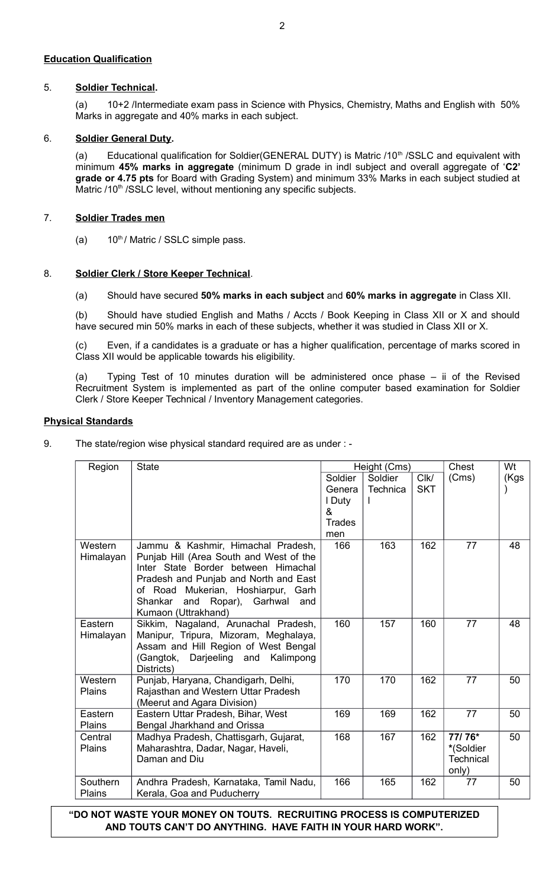**Education Qualification**

5. **Soldier Technical.**

(a) 10+2 /Intermediate exam pass in Science with Physics, Chemistry, Maths and English with 50% Marks in aggregate and 40% marks in each subject.

6. **Soldier General Duty.**

(a) Educational qualification for Soldier(GENERAL DUTY) is Matric /10th /SSLC and equivalent with minimum **45% marks in aggregate** (minimum D grade in indl subject and overall aggregate of '**C2' grade or 4.75 pts** for Board with Grading System) and minimum 33% Marks in each subject studied at Matric /10th /SSLC level, without mentioning any specific subjects.

7. **Soldier Trades men**

(a) 10th / Matric / SSLC simple pass.

8. **Soldier Clerk / Store Keeper Technical**.

(a) Should have secured **50% marks in each subject** and **60% marks in aggregate** in Class XII.

(b) Should have studied English and Maths / Accts / Book Keeping in Class XII or X and should have secured min 50% marks in each of these subjects, whether it was studied in Class XII or X.

(c) Even, if a candidates is a graduate or has a higher qualification, percentage of marks scored in Class XII would be applicable towards his eligibility.

(a) Typing Test of 10 minutes duration will be administered once phase – ii of the Revised Recruitment System is implemented as part of the online computer based examination for Soldier Clerk / Store Keeper Technical / Inventory Management categories.

**Physical Standards**

9. The state/region wise physical standard required are as under : -

| Region | State | Height (Cms) | | | Chest (Cms) | Wt (Kgs) |
|---|---|---|---|---|---|---|
| | | Soldier General Duty & Trades men | Soldier Technical | Clk/ SKT | | |
| Western Himalayan | Jammu & Kashmir, Himachal Pradesh, Punjab Hill (Area South and West of the Inter State Border between Himachal Pradesh and Punjab and North and East of Road Mukerian, Hoshiarpur, Garh Shankar and Ropar), Garhwal and Kumaon (Uttrakhand) | 166 | 163 | 162 | 77 | 48 |
| Eastern Himalayan | Sikkim, Nagaland, Arunachal Pradesh, Manipur, Tripura, Mizoram, Meghalaya, Assam and Hill Region of West Bengal (Gangtok, Darjeeling and Kalimpong Districts) | 160 | 157 | 160 | 77 | 48 |
| Western Plains | Punjab, Haryana, Chandigarh, Delhi, Rajasthan and Western Uttar Pradesh (Meerut and Agara Division) | 170 | 170 | 162 | 77 | 50 |
| Eastern Plains | Eastern Uttar Pradesh, Bihar, West Bengal Jharkhand and Orissa | 169 | 169 | 162 | 77 | 50 |
| Central Plains | Madhya Pradesh, Chattisgarh, Gujarat, Maharashtra, Dadar, Nagar, Haveli, Daman and Diu | 168 | 167 | 162 | 77/ 76* *(Soldier Technical only) | 50 |
| Southern Plains | Andhra Pradesh, Karnataka, Tamil Nadu, Kerala, Goa and Puducherry | 166 | 165 | 162 | 77 | 50 |

**"DO NOT WASTE YOUR MONEY ON TOUTS. RECRUITING PROCESS IS COMPUTERIZED AND TOUTS CAN'T DO ANYTHING. HAVE FAITH IN YOUR HARD WORK".**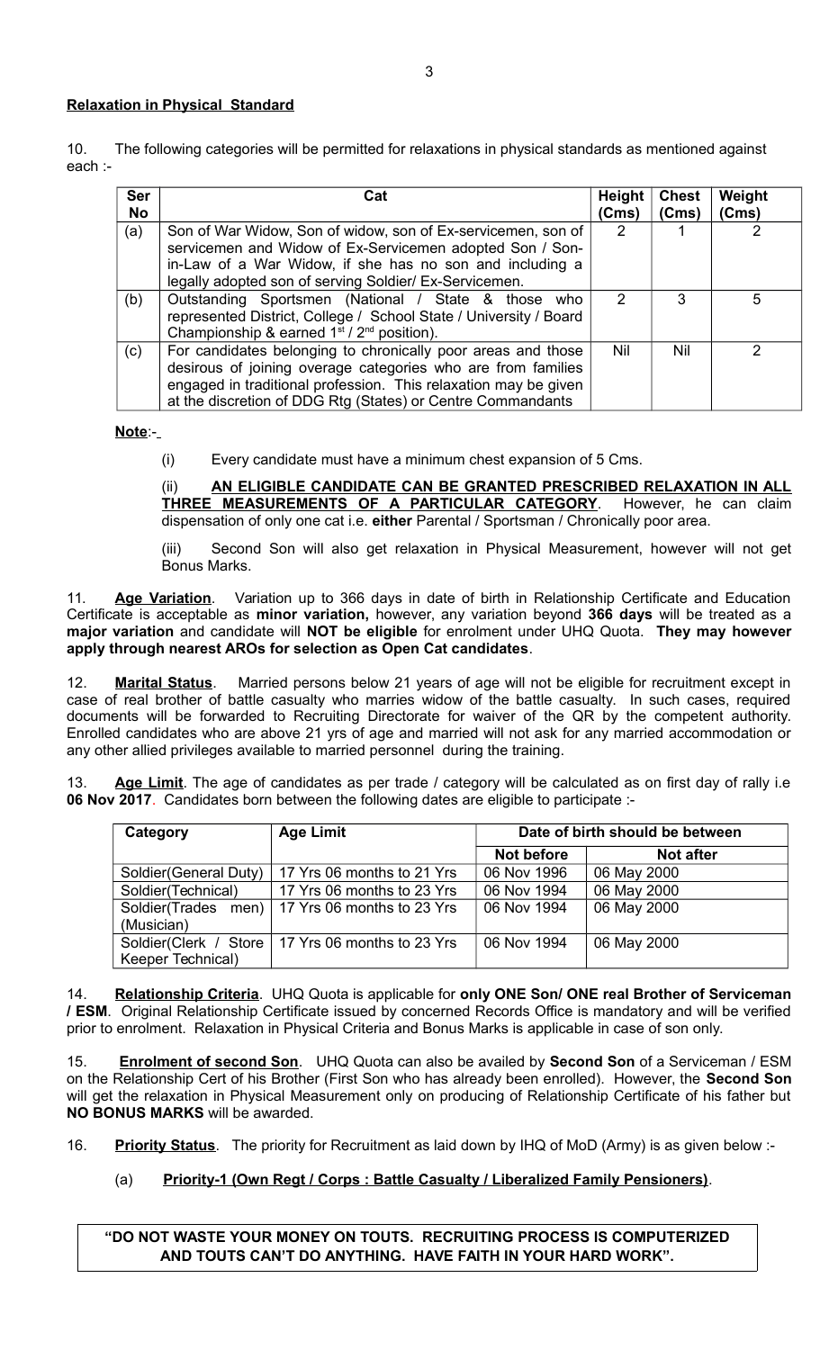**Relaxation in Physical Standard**

10. The following categories will be permitted for relaxations in physical standards as mentioned against each :-

| Ser No | Cat | Height (Cms) | Chest (Cms) | Weight (Cms) |
|---|---|---|---|---|
| (a) | Son of War Widow, Son of widow, son of Ex-servicemen, son of servicemen and Widow of Ex-Servicemen adopted Son / Son-in-Law of a War Widow, if she has no son and including a legally adopted son of serving Soldier/ Ex-Servicemen. | 2 | 1 | 2 |
| (b) | Outstanding Sportsmen (National / State & those who represented District, College / School State / University / Board Championship & earned 1st / 2nd position). | 2 | 3 | 5 |
| (c) | For candidates belonging to chronically poor areas and those desirous of joining overage categories who are from families engaged in traditional profession. This relaxation may be given at the discretion of DDG Rtg (States) or Centre Commandants | Nil | Nil | 2 |

**Note**:-

(i) Every candidate must have a minimum chest expansion of 5 Cms.

(ii) **AN ELIGIBLE CANDIDATE CAN BE GRANTED PRESCRIBED RELAXATION IN ALL THREE MEASUREMENTS OF A PARTICULAR CATEGORY**. However, he can claim dispensation of only one cat i.e. **either** Parental / Sportsman / Chronically poor area.

(iii) Second Son will also get relaxation in Physical Measurement, however will not get Bonus Marks.

11. **Age Variation**. Variation up to 366 days in date of birth in Relationship Certificate and Education Certificate is acceptable as **minor variation,** however, any variation beyond **366 days** will be treated as a **major variation** and candidate will **NOT be eligible** for enrolment under UHQ Quota. **They may however apply through nearest AROs for selection as Open Cat candidates**.

12. **Marital Status**. Married persons below 21 years of age will not be eligible for recruitment except in case of real brother of battle casualty who marries widow of the battle casualty. In such cases, required documents will be forwarded to Recruiting Directorate for waiver of the QR by the competent authority. Enrolled candidates who are above 21 yrs of age and married will not ask for any married accommodation or any other allied privileges available to married personnel during the training.

13. **Age Limit**. The age of candidates as per trade / category will be calculated as on first day of rally i.e **06 Nov 2017**. Candidates born between the following dates are eligible to participate :-

| Category | Age Limit | Date of birth should be between | |
|---|---|---|---|
| | | **Not before** | **Not after** |
| Soldier(General Duty) | 17 Yrs 06 months to 21 Yrs | 06 Nov 1996 | 06 May 2000 |
| Soldier(Technical) | 17 Yrs 06 months to 23 Yrs | 06 Nov 1994 | 06 May 2000 |
| Soldier(Trades men) (Musician) | 17 Yrs 06 months to 23 Yrs | 06 Nov 1994 | 06 May 2000 |
| Soldier(Clerk / Store Keeper Technical) | 17 Yrs 06 months to 23 Yrs | 06 Nov 1994 | 06 May 2000 |

14. **Relationship Criteria**. UHQ Quota is applicable for **only ONE Son/ ONE real Brother of Serviceman / ESM**. Original Relationship Certificate issued by concerned Records Office is mandatory and will be verified prior to enrolment. Relaxation in Physical Criteria and Bonus Marks is applicable in case of son only.

15. **Enrolment of second Son**. UHQ Quota can also be availed by **Second Son** of a Serviceman / ESM on the Relationship Cert of his Brother (First Son who has already been enrolled). However, the **Second Son** will get the relaxation in Physical Measurement only on producing of Relationship Certificate of his father but **NO BONUS MARKS** will be awarded.

16. **Priority Status**. The priority for Recruitment as laid down by IHQ of MoD (Army) is as given below :-

(a) **Priority-1 (Own Regt / Corps : Battle Casualty / Liberalized Family Pensioners)**.

**"DO NOT WASTE YOUR MONEY ON TOUTS. RECRUITING PROCESS IS COMPUTERIZED AND TOUTS CAN'T DO ANYTHING. HAVE FAITH IN YOUR HARD WORK".**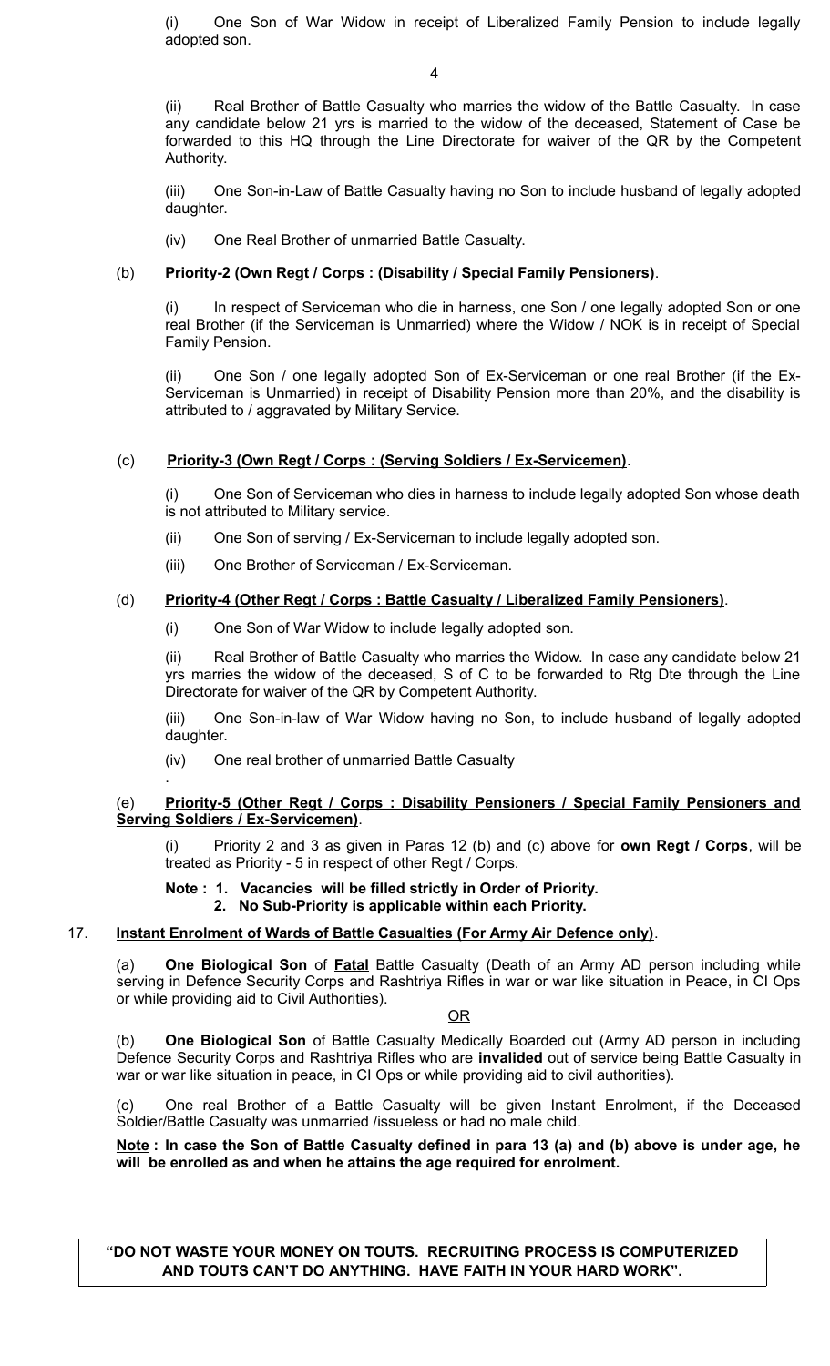(i) One Son of War Widow in receipt of Liberalized Family Pension to include legally adopted son.

(ii) Real Brother of Battle Casualty who marries the widow of the Battle Casualty. In case any candidate below 21 yrs is married to the widow of the deceased, Statement of Case be forwarded to this HQ through the Line Directorate for waiver of the QR by the Competent Authority.

(iii) One Son-in-Law of Battle Casualty having no Son to include husband of legally adopted daughter.

(iv) One Real Brother of unmarried Battle Casualty.

(b) **Priority-2 (Own Regt / Corps : (Disability / Special Family Pensioners)**.

(i) In respect of Serviceman who die in harness, one Son / one legally adopted Son or one real Brother (if the Serviceman is Unmarried) where the Widow / NOK is in receipt of Special Family Pension.

(ii) One Son / one legally adopted Son of Ex-Serviceman or one real Brother (if the Ex-Serviceman is Unmarried) in receipt of Disability Pension more than 20%, and the disability is attributed to / aggravated by Military Service.

(c) **Priority-3 (Own Regt / Corps : (Serving Soldiers / Ex-Servicemen)**.

(i) One Son of Serviceman who dies in harness to include legally adopted Son whose death is not attributed to Military service.

(ii) One Son of serving / Ex-Serviceman to include legally adopted son.

(iii) One Brother of Serviceman / Ex-Serviceman.

(d) **Priority-4 (Other Regt / Corps : Battle Casualty / Liberalized Family Pensioners)**.

(i) One Son of War Widow to include legally adopted son.

(ii) Real Brother of Battle Casualty who marries the Widow. In case any candidate below 21 yrs marries the widow of the deceased, S of C to be forwarded to Rtg Dte through the Line Directorate for waiver of the QR by Competent Authority.

(iii) One Son-in-law of War Widow having no Son, to include husband of legally adopted daughter.

(iv) One real brother of unmarried Battle Casualty

.

(e) **Priority-5 (Other Regt / Corps : Disability Pensioners / Special Family Pensioners and Serving Soldiers / Ex-Servicemen)**.

(i) Priority 2 and 3 as given in Paras 12 (b) and (c) above for **own Regt / Corps**, will be treated as Priority - 5 in respect of other Regt / Corps.

**Note : 1. Vacancies will be filled strictly in Order of Priority.**
**2. No Sub-Priority is applicable within each Priority.**

17. **Instant Enrolment of Wards of Battle Casualties (For Army Air Defence only)**.

(a) **One Biological Son** of **Fatal** Battle Casualty (Death of an Army AD person including while serving in Defence Security Corps and Rashtriya Rifles in war or war like situation in Peace, in CI Ops or while providing aid to Civil Authorities).

OR

(b) **One Biological Son** of Battle Casualty Medically Boarded out (Army AD person in including Defence Security Corps and Rashtriya Rifles who are **invalided** out of service being Battle Casualty in war or war like situation in peace, in CI Ops or while providing aid to civil authorities).

(c) One real Brother of a Battle Casualty will be given Instant Enrolment, if the Deceased Soldier/Battle Casualty was unmarried /issueless or had no male child.

**Note : In case the Son of Battle Casualty defined in para 13 (a) and (b) above is under age, he will be enrolled as and when he attains the age required for enrolment.**

**"DO NOT WASTE YOUR MONEY ON TOUTS. RECRUITING PROCESS IS COMPUTERIZED AND TOUTS CAN'T DO ANYTHING. HAVE FAITH IN YOUR HARD WORK".**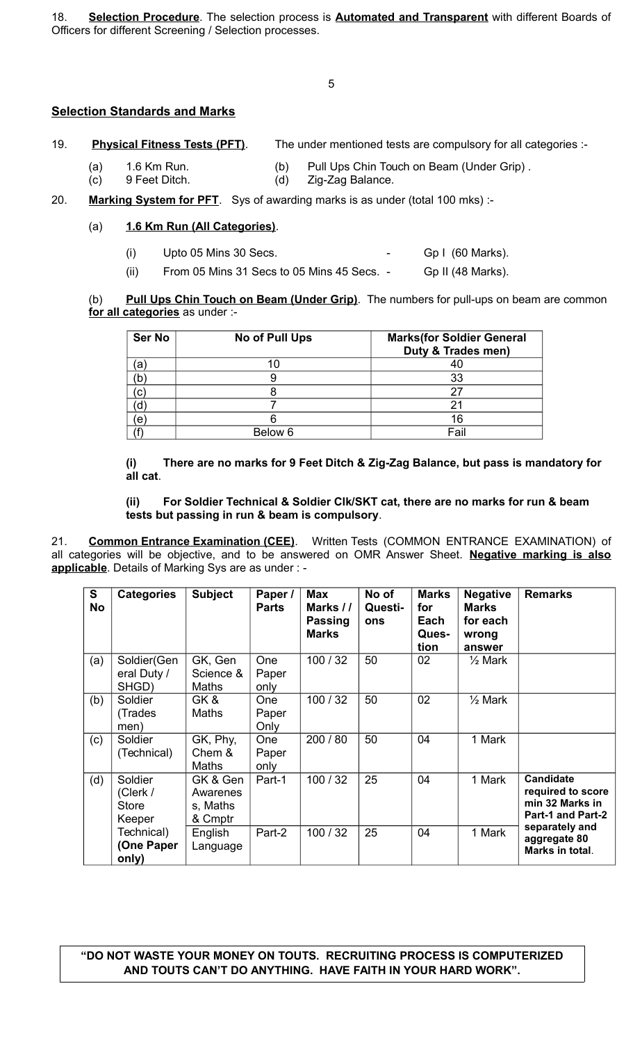18. **Selection Procedure**. The selection process is **Automated and Transparent** with different Boards of Officers for different Screening / Selection processes.

## Selection Standards and Marks

19. **Physical Fitness Tests (PFT)**. The under mentioned tests are compulsory for all categories :-

(a) 1.6 Km Run.
(b) Pull Ups Chin Touch on Beam (Under Grip) .
(c) 9 Feet Ditch.
(d) Zig-Zag Balance.

20. **Marking System for PFT**. Sys of awarding marks is as under (total 100 mks) :-

(a) **1.6 Km Run (All Categories)**.

(i) Upto 05 Mins 30 Secs. - Gp I (60 Marks).

(ii) From 05 Mins 31 Secs to 05 Mins 45 Secs. - Gp II (48 Marks).

(b) **Pull Ups Chin Touch on Beam (Under Grip)**. The numbers for pull-ups on beam are common **for all categories** as under :-

| Ser No | No of Pull Ups | Marks(for Soldier General Duty & Trades men) |
|---|---|---|
| (a) | 10 | 40 |
| (b) | 9 | 33 |
| (c) | 8 | 27 |
| (d) | 7 | 21 |
| (e) | 6 | 16 |
| (f) | Below 6 | Fail |

**(i) There are no marks for 9 Feet Ditch & Zig-Zag Balance, but pass is mandatory for all cat**.

**(ii) For Soldier Technical & Soldier Clk/SKT cat, there are no marks for run & beam tests but passing in run & beam is compulsory**.

21. **Common Entrance Examination (CEE)**. Written Tests (COMMON ENTRANCE EXAMINATION) of all categories will be objective, and to be answered on OMR Answer Sheet. **Negative marking is also applicable**. Details of Marking Sys are as under : -

| S No | Categories | Subject | Paper / Parts | Max Marks / / Passing Marks | No of Questi-ons | Marks for Each Ques-tion | Negative Marks for each wrong answer | Remarks |
|---|---|---|---|---|---|---|---|---|
| (a) | Soldier(General Duty / SHGD) | GK, Gen Science & Maths | One Paper only | 100 / 32 | 50 | 02 | ½ Mark | |
| (b) | Soldier (Trades men) | GK & Maths | One Paper Only | 100 / 32 | 50 | 02 | ½ Mark | |
| (c) | Soldier (Technical) | GK, Phy, Chem & Maths | One Paper only | 200 / 80 | 50 | 04 | 1 Mark | |
| (d) | Soldier (Clerk / Store Keeper Technical) **(One Paper only)** | GK & Gen Awareness, Maths & Cmptr | Part-1 | 100 / 32 | 25 | 04 | 1 Mark | **Candidate required to score min 32 Marks in Part-1 and Part-2 separately and aggregate 80 Marks in total**. |
| | | English Language | Part-2 | 100 / 32 | 25 | 04 | 1 Mark | |

**"DO NOT WASTE YOUR MONEY ON TOUTS. RECRUITING PROCESS IS COMPUTERIZED AND TOUTS CAN'T DO ANYTHING. HAVE FAITH IN YOUR HARD WORK".**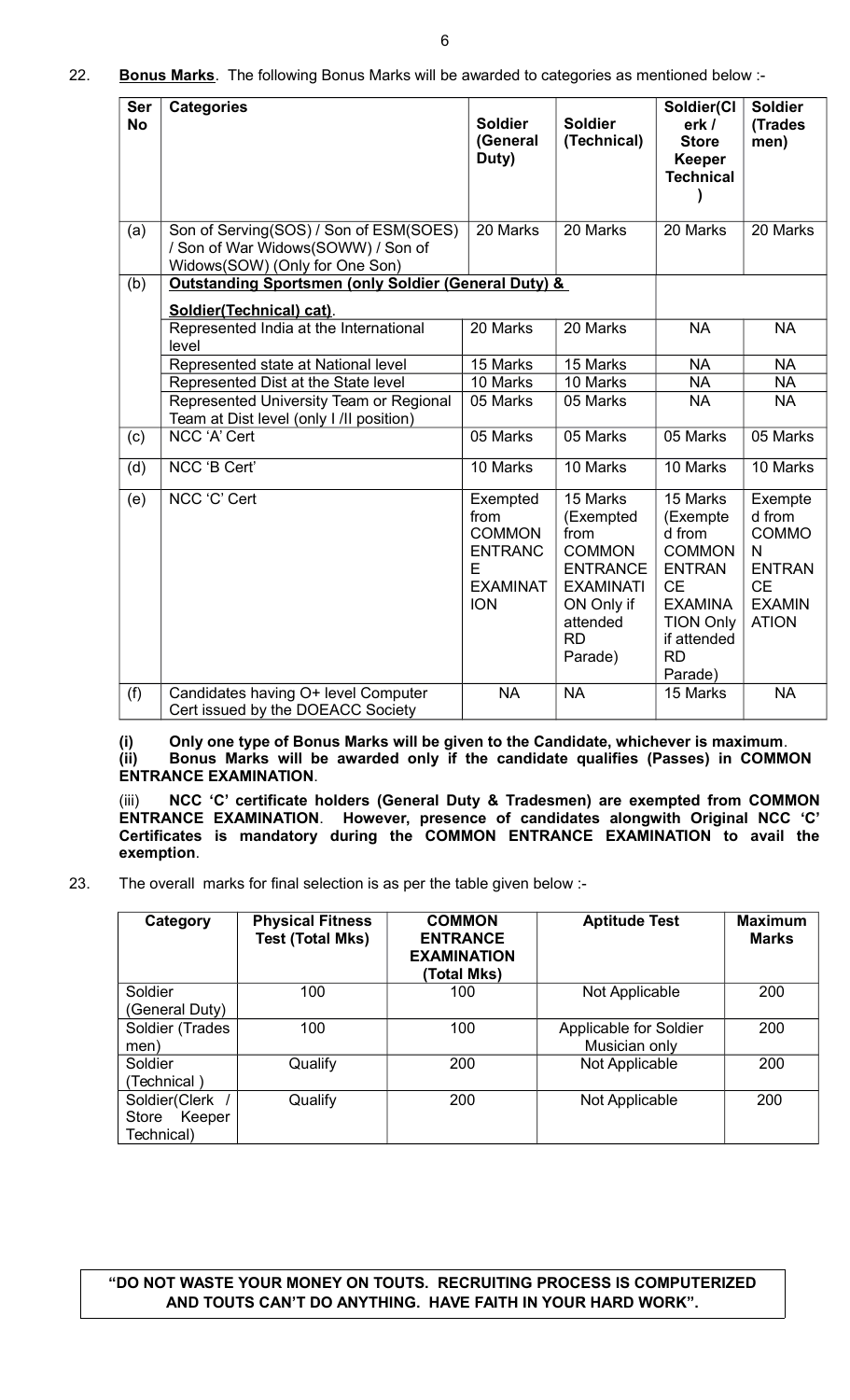22. **Bonus Marks**. The following Bonus Marks will be awarded to categories as mentioned below :-

| Ser No | Categories | Soldier (General Duty) | Soldier (Technical) | Soldier(Clerk / Store Keeper Technical) | Soldier (Trades men) |
|---|---|---|---|---|---|
| (a) | Son of Serving(SOS) / Son of ESM(SOES) / Son of War Widows(SOWW) / Son of Widows(SOW) (Only for One Son) | 20 Marks | 20 Marks | 20 Marks | 20 Marks |
| (b) | **Outstanding Sportsmen (only Soldier (General Duty) & Soldier(Technical) cat)**. | | | | |
| | Represented India at the International level | 20 Marks | 20 Marks | NA | NA |
| | Represented state at National level | 15 Marks | 15 Marks | NA | NA |
| | Represented Dist at the State level | 10 Marks | 10 Marks | NA | NA |
| | Represented University Team or Regional Team at Dist level (only I /II position) | 05 Marks | 05 Marks | NA | NA |
| (c) | NCC 'A' Cert | 05 Marks | 05 Marks | 05 Marks | 05 Marks |
| (d) | NCC 'B Cert' | 10 Marks | 10 Marks | 10 Marks | 10 Marks |
| (e) | NCC 'C' Cert | Exempted from COMMON ENTRANCE EXAMINATION | 15 Marks (Exempted from COMMON ENTRANCE EXAMINATION Only if attended RD Parade) | 15 Marks (Exempted from COMMON ENTRANCE EXAMINATION Only if attended RD Parade) | Exempted from COMMON ENTRANCE EXAMINATION |
| (f) | Candidates having O+ level Computer Cert issued by the DOEACC Society | NA | NA | 15 Marks | NA |

**(i) Only one type of Bonus Marks will be given to the Candidate, whichever is maximum**.

**(ii) Bonus Marks will be awarded only if the candidate qualifies (Passes) in COMMON ENTRANCE EXAMINATION**.

(iii) **NCC 'C' certificate holders (General Duty & Tradesmen) are exempted from COMMON ENTRANCE EXAMINATION. However, presence of candidates alongwith Original NCC 'C' Certificates is mandatory during the COMMON ENTRANCE EXAMINATION to avail the exemption**.

23. The overall marks for final selection is as per the table given below :-

| Category | Physical Fitness Test (Total Mks) | COMMON ENTRANCE EXAMINATION (Total Mks) | Aptitude Test | Maximum Marks |
|---|---|---|---|---|
| Soldier (General Duty) | 100 | 100 | Not Applicable | 200 |
| Soldier (Trades men) | 100 | 100 | Applicable for Soldier Musician only | 200 |
| Soldier (Technical ) | Qualify | 200 | Not Applicable | 200 |
| Soldier(Clerk / Store Keeper Technical) | Qualify | 200 | Not Applicable | 200 |

**"DO NOT WASTE YOUR MONEY ON TOUTS. RECRUITING PROCESS IS COMPUTERIZED AND TOUTS CAN'T DO ANYTHING. HAVE FAITH IN YOUR HARD WORK".**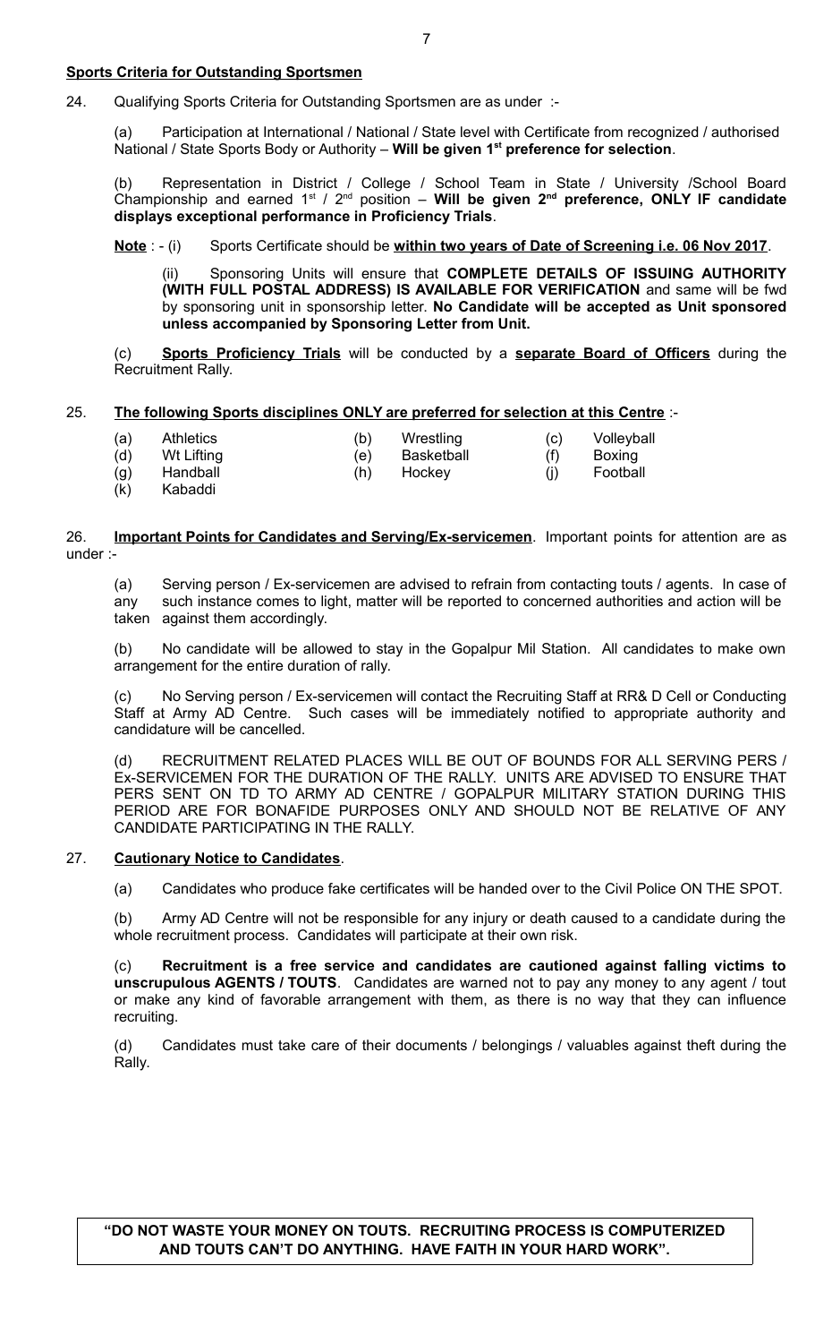**Sports Criteria for Outstanding Sportsmen**

24. Qualifying Sports Criteria for Outstanding Sportsmen are as under :-

(a) Participation at International / National / State level with Certificate from recognized / authorised National / State Sports Body or Authority – **Will be given 1st preference for selection**.

(b) Representation in District / College / School Team in State / University /School Board Championship and earned 1st / 2nd position – **Will be given 2nd preference, ONLY IF candidate displays exceptional performance in Proficiency Trials**.

**Note** : - (i) Sports Certificate should be **within two years of Date of Screening i.e. 06 Nov 2017**.

(ii) Sponsoring Units will ensure that **COMPLETE DETAILS OF ISSUING AUTHORITY (WITH FULL POSTAL ADDRESS) IS AVAILABLE FOR VERIFICATION** and same will be fwd by sponsoring unit in sponsorship letter. **No Candidate will be accepted as Unit sponsored unless accompanied by Sponsoring Letter from Unit.**

(c) **Sports Proficiency Trials** will be conducted by a **separate Board of Officers** during the Recruitment Rally.

25. **The following Sports disciplines ONLY are preferred for selection at this Centre** :-

(a) Athletics
(b) Wrestling
(c) Volleyball
(d) Wt Lifting
(e) Basketball
(f) Boxing
(g) Handball
(h) Hockey
(j) Football
(k) Kabaddi

26. **Important Points for Candidates and Serving/Ex-servicemen**. Important points for attention are as under :-

(a) Serving person / Ex-servicemen are advised to refrain from contacting touts / agents. In case of any such instance comes to light, matter will be reported to concerned authorities and action will be taken against them accordingly.

(b) No candidate will be allowed to stay in the Gopalpur Mil Station. All candidates to make own arrangement for the entire duration of rally.

(c) No Serving person / Ex-servicemen will contact the Recruiting Staff at RR& D Cell or Conducting Staff at Army AD Centre. Such cases will be immediately notified to appropriate authority and candidature will be cancelled.

(d) RECRUITMENT RELATED PLACES WILL BE OUT OF BOUNDS FOR ALL SERVING PERS / Ex-SERVICEMEN FOR THE DURATION OF THE RALLY. UNITS ARE ADVISED TO ENSURE THAT PERS SENT ON TD TO ARMY AD CENTRE / GOPALPUR MILITARY STATION DURING THIS PERIOD ARE FOR BONAFIDE PURPOSES ONLY AND SHOULD NOT BE RELATIVE OF ANY CANDIDATE PARTICIPATING IN THE RALLY.

27. **Cautionary Notice to Candidates**.

(a) Candidates who produce fake certificates will be handed over to the Civil Police ON THE SPOT.

(b) Army AD Centre will not be responsible for any injury or death caused to a candidate during the whole recruitment process. Candidates will participate at their own risk.

(c) **Recruitment is a free service and candidates are cautioned against falling victims to unscrupulous AGENTS / TOUTS**. Candidates are warned not to pay any money to any agent / tout or make any kind of favorable arrangement with them, as there is no way that they can influence recruiting.

(d) Candidates must take care of their documents / belongings / valuables against theft during the Rally.

**"DO NOT WASTE YOUR MONEY ON TOUTS. RECRUITING PROCESS IS COMPUTERIZED AND TOUTS CAN'T DO ANYTHING. HAVE FAITH IN YOUR HARD WORK".**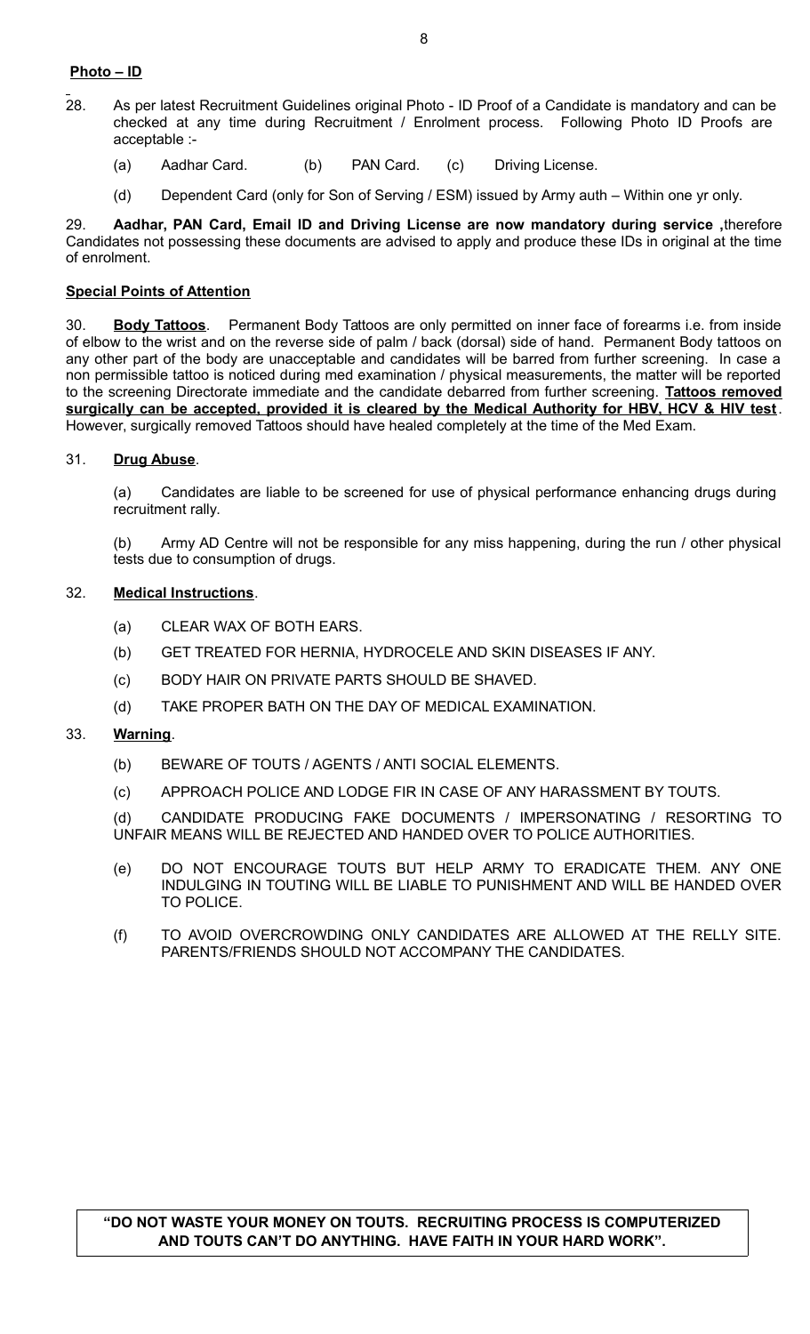**Photo – ID**

28. As per latest Recruitment Guidelines original Photo - ID Proof of a Candidate is mandatory and can be checked at any time during Recruitment / Enrolment process. Following Photo ID Proofs are acceptable :-

  (a) Aadhar Card. (b) PAN Card. (c) Driving License.

  (d) Dependent Card (only for Son of Serving / ESM) issued by Army auth – Within one yr only.

29. **Aadhar, PAN Card, Email ID and Driving License are now mandatory during service ,**therefore Candidates not possessing these documents are advised to apply and produce these IDs in original at the time of enrolment.

**Special Points of Attention**

30. **Body Tattoos**. Permanent Body Tattoos are only permitted on inner face of forearms i.e. from inside of elbow to the wrist and on the reverse side of palm / back (dorsal) side of hand. Permanent Body tattoos on any other part of the body are unacceptable and candidates will be barred from further screening. In case a non permissible tattoo is noticed during med examination / physical measurements, the matter will be reported to the screening Directorate immediate and the candidate debarred from further screening. **Tattoos removed surgically can be accepted, provided it is cleared by the Medical Authority for HBV, HCV & HIV test**. However, surgically removed Tattoos should have healed completely at the time of the Med Exam.

31. **Drug Abuse**.

  (a) Candidates are liable to be screened for use of physical performance enhancing drugs during recruitment rally.

  (b) Army AD Centre will not be responsible for any miss happening, during the run / other physical tests due to consumption of drugs.

32. **Medical Instructions**.

  (a) CLEAR WAX OF BOTH EARS.

  (b) GET TREATED FOR HERNIA, HYDROCELE AND SKIN DISEASES IF ANY.

  (c) BODY HAIR ON PRIVATE PARTS SHOULD BE SHAVED.

  (d) TAKE PROPER BATH ON THE DAY OF MEDICAL EXAMINATION.

33. **Warning**.

  (b) BEWARE OF TOUTS / AGENTS / ANTI SOCIAL ELEMENTS.

  (c) APPROACH POLICE AND LODGE FIR IN CASE OF ANY HARASSMENT BY TOUTS.

  (d) CANDIDATE PRODUCING FAKE DOCUMENTS / IMPERSONATING / RESORTING TO UNFAIR MEANS WILL BE REJECTED AND HANDED OVER TO POLICE AUTHORITIES.

  (e) DO NOT ENCOURAGE TOUTS BUT HELP ARMY TO ERADICATE THEM. ANY ONE INDULGING IN TOUTING WILL BE LIABLE TO PUNISHMENT AND WILL BE HANDED OVER TO POLICE.

  (f) TO AVOID OVERCROWDING ONLY CANDIDATES ARE ALLOWED AT THE RELLY SITE. PARENTS/FRIENDS SHOULD NOT ACCOMPANY THE CANDIDATES.

**"DO NOT WASTE YOUR MONEY ON TOUTS. RECRUITING PROCESS IS COMPUTERIZED AND TOUTS CAN'T DO ANYTHING. HAVE FAITH IN YOUR HARD WORK".**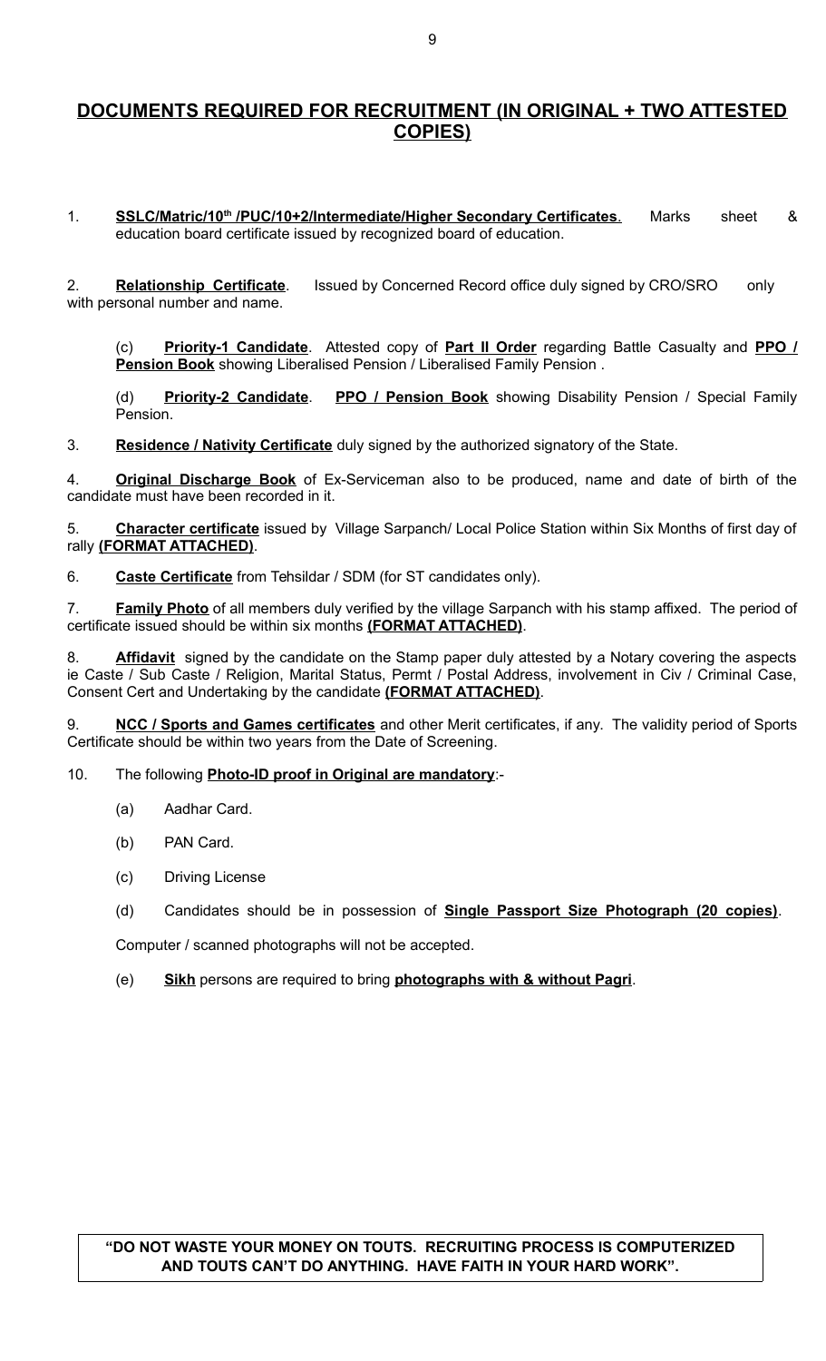## <u>DOCUMENTS REQUIRED FOR RECRUITMENT (IN ORIGINAL + TWO ATTESTED COPIES)</u>

1. **<u>SSLC/Matric/10th /PUC/10+2/Intermediate/Higher Secondary Certificates</u>**. Marks sheet & education board certificate issued by recognized board of education.

2. **<u>Relationship Certificate</u>**. Issued by Concerned Record office duly signed by CRO/SRO only with personal number and name.

   (c) **<u>Priority-1 Candidate</u>**. Attested copy of **<u>Part II Order</u>** regarding Battle Casualty and **<u>PPO / Pension Book</u>** showing Liberalised Pension / Liberalised Family Pension .

   (d) **<u>Priority-2 Candidate</u>**. **<u>PPO / Pension Book</u>** showing Disability Pension / Special Family Pension.

3. **<u>Residence / Nativity Certificate</u>** duly signed by the authorized signatory of the State.

4. **<u>Original Discharge Book</u>** of Ex-Serviceman also to be produced, name and date of birth of the candidate must have been recorded in it.

5. **<u>Character certificate</u>** issued by Village Sarpanch/ Local Police Station within Six Months of first day of rally **<u>(FORMAT ATTACHED)</u>**.

6. **<u>Caste Certificate</u>** from Tehsildar / SDM (for ST candidates only).

7. **<u>Family Photo</u>** of all members duly verified by the village Sarpanch with his stamp affixed. The period of certificate issued should be within six months **<u>(FORMAT ATTACHED)</u>**.

8. **<u>Affidavit</u>** signed by the candidate on the Stamp paper duly attested by a Notary covering the aspects ie Caste / Sub Caste / Religion, Marital Status, Permt / Postal Address, involvement in Civ / Criminal Case, Consent Cert and Undertaking by the candidate **<u>(FORMAT ATTACHED)</u>**.

9. **<u>NCC / Sports and Games certificates</u>** and other Merit certificates, if any. The validity period of Sports Certificate should be within two years from the Date of Screening.

10. The following **<u>Photo-ID proof in Original are mandatory</u>**:-

    (a) Aadhar Card.

    (b) PAN Card.

    (c) Driving License

    (d) Candidates should be in possession of **<u>Single Passport Size Photograph (20 copies)</u>**.

    Computer / scanned photographs will not be accepted.

    (e) **<u>Sikh</u>** persons are required to bring **<u>photographs with & without Pagri</u>**.

**"DO NOT WASTE YOUR MONEY ON TOUTS. RECRUITING PROCESS IS COMPUTERIZED AND TOUTS CAN'T DO ANYTHING. HAVE FAITH IN YOUR HARD WORK".**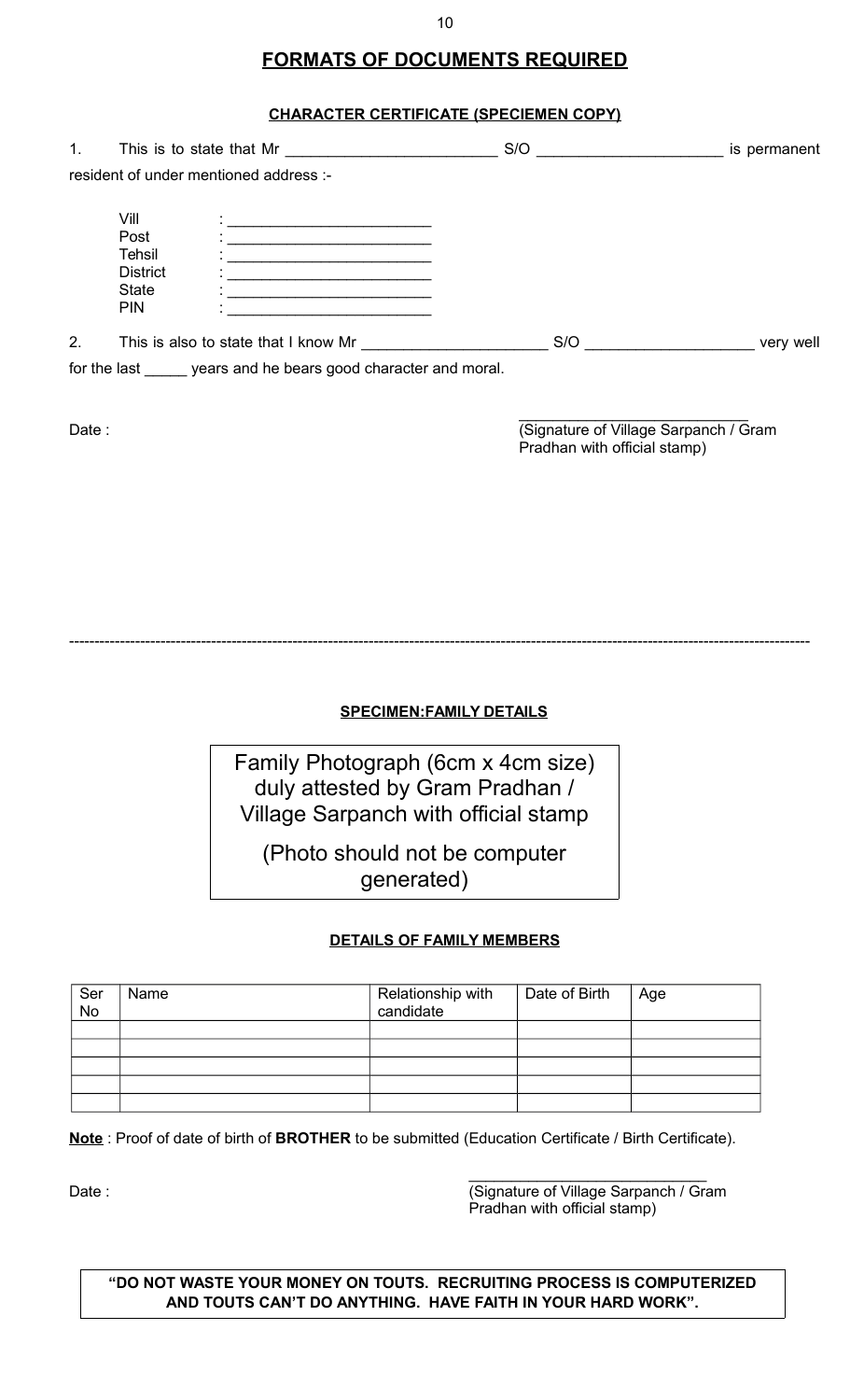## FORMATS OF DOCUMENTS REQUIRED

### CHARACTER CERTIFICATE (SPECIEMEN COPY)

1. This is to state that Mr _________________________ S/O _____________________ is permanent resident of under mentioned address :-

Vill : _______________________
Post : _______________________
Tehsil : _______________________
District : _______________________
State : _______________________
PIN : _______________________

2. This is also to state that I know Mr _____________________ S/O ___________________ very well for the last _____ years and he bears good character and moral.

Date :

___________________________
(Signature of Village Sarpanch / Gram Pradhan with official stamp)

---

### SPECIMEN:FAMILY DETAILS

Family Photograph (6cm x 4cm size) duly attested by Gram Pradhan / Village Sarpanch with official stamp

(Photo should not be computer generated)

### DETAILS OF FAMILY MEMBERS

| Ser No | Name | Relationship with candidate | Date of Birth | Age |
|---|---|---|---|---|
| | | | | |
| | | | | |
| | | | | |
| | | | | |
| | | | | |

**Note** : Proof of date of birth of **BROTHER** to be submitted (Education Certificate / Birth Certificate).

Date :

_____________________________
(Signature of Village Sarpanch / Gram Pradhan with official stamp)

**"DO NOT WASTE YOUR MONEY ON TOUTS. RECRUITING PROCESS IS COMPUTERIZED AND TOUTS CAN'T DO ANYTHING. HAVE FAITH IN YOUR HARD WORK".**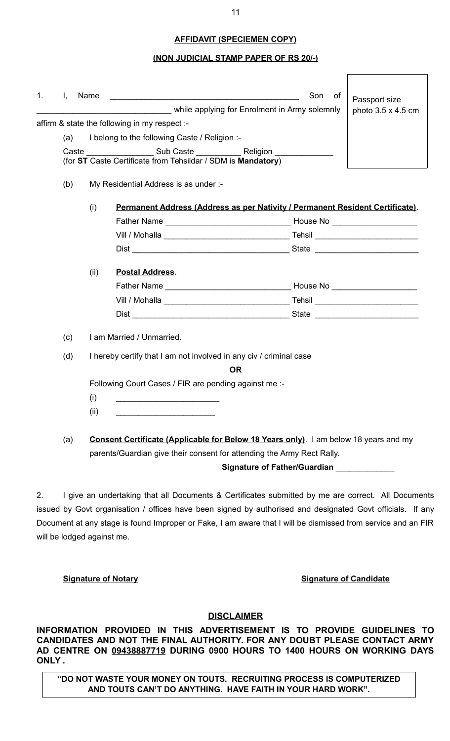## AFFIDAVIT (SPECIEMEN COPY)

## (NON JUDICIAL STAMP PAPER OF RS 20/-)

Passport size photo 3.5 x 4.5 cm

1. I, Name ____________________________________________ Son of ______________________________ while applying for Enrolment in Army solemnly affirm & state the following in my respect :-

   (a) I belong to the following Caste / Religion :-

   Caste _______________ Sub Caste __________ Religion _____________
   (for **ST** Caste Certificate from Tehsildar / SDM is **Mandatory**)

   (b) My Residential Address is as under :-

   (i) **Permanent Address (Address as per Nativity / Permanent Resident Certificate)**.

   Father Name ____________________________ House No ___________________

   Vill / Mohalla ____________________________ Tehsil _______________________

   Dist ___________________________________ State _______________________

   (ii) **Postal Address**.

   Father Name ____________________________ House No ___________________

   Vill / Mohalla ____________________________ Tehsil _______________________

   Dist ___________________________________ State _______________________

   (c) I am Married / Unmarried.

   (d) I hereby certify that I am not involved in any civ / criminal case

   **OR**

   Following Court Cases / FIR are pending against me :-

   (i) _______________________

   (ii) ______________________

   (a) **Consent Certificate (Applicable for Below 18 Years only)**. I am below 18 years and my parents/Guardian give their consent for attending the Army Rect Rally.

   **Signature of Father/Guardian** _____________

2. I give an undertaking that all Documents & Certificates submitted by me are correct. All Documents issued by Govt organisation / offices have been signed by authorised and designated Govt officials. If any Document at any stage is found Improper or Fake, I am aware that I will be dismissed from service and an FIR will be lodged against me.

**Signature of Notary**

**Signature of Candidate**

## DISCLAIMER

**INFORMATION PROVIDED IN THIS ADVERTISEMENT IS TO PROVIDE GUIDELINES TO CANDIDATES AND NOT THE FINAL AUTHORITY. FOR ANY DOUBT PLEASE CONTACT ARMY AD CENTRE ON 09438887719 DURING 0900 HOURS TO 1400 HOURS ON WORKING DAYS ONLY .**

**"DO NOT WASTE YOUR MONEY ON TOUTS. RECRUITING PROCESS IS COMPUTERIZED AND TOUTS CAN'T DO ANYTHING. HAVE FAITH IN YOUR HARD WORK".**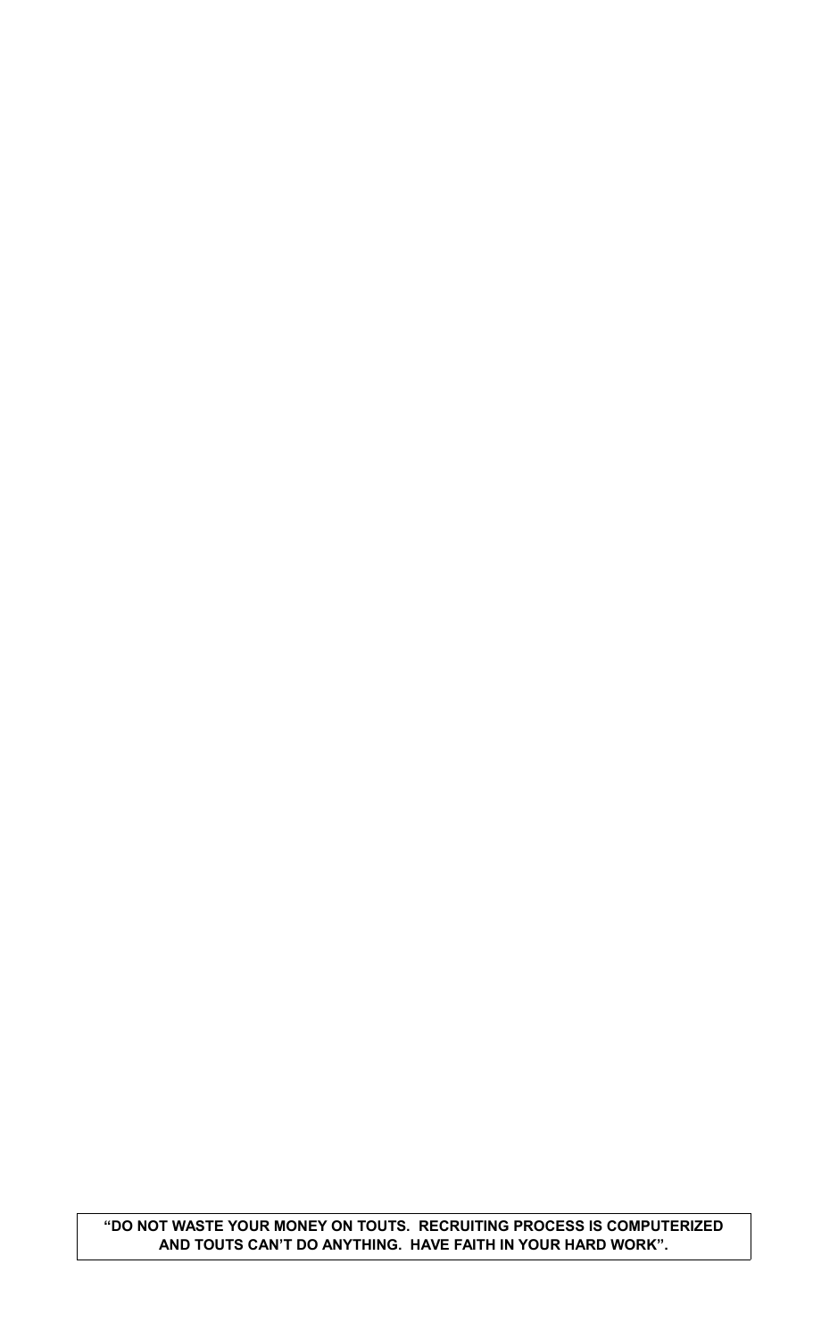**"DO NOT WASTE YOUR MONEY ON TOUTS. RECRUITING PROCESS IS COMPUTERIZED AND TOUTS CAN'T DO ANYTHING. HAVE FAITH IN YOUR HARD WORK".**